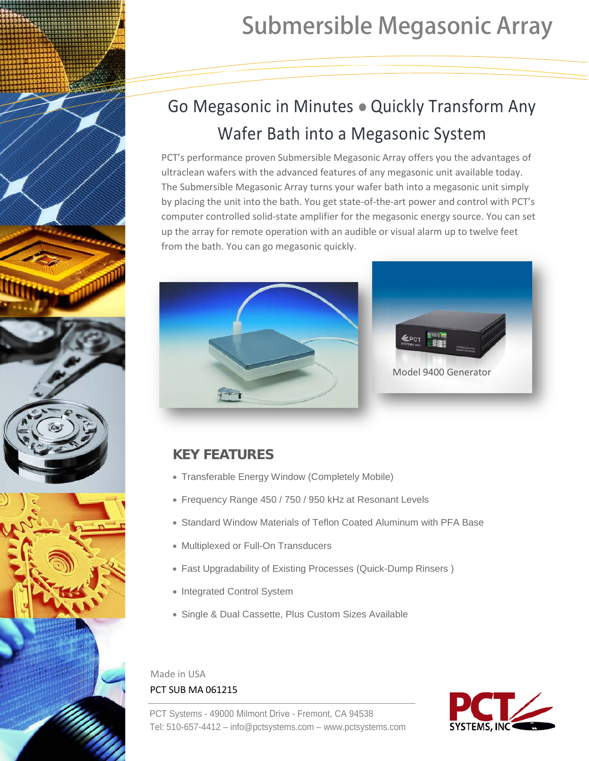# Submersible Megasonic Array

## Go Megasonic in Minutes • Quickly Transform Any Wafer Bath into a Megasonic System

PCT's performance proven Submersible Megasonic Array offers you the advantages of ultraclean wafers with the advanced features of any megasonic unit available today. The Submersible Megasonic Array turns your wafer bath into a megasonic unit simply by placing the unit into the bath. You get state-of-the-art power and control with PCT's computer controlled solid-state amplifier for the megasonic energy source. You can set up the array for remote operation with an audible or visual alarm up to twelve feet from the bath. You can go megasonic quickly.

Model 9400 Generator

### KEY FEATURES

- Transferable Energy Window (Completely Mobile)
- Frequency Range 450 / 750 / 950 kHz at Resonant Levels
- Standard Window Materials of Teflon Coated Aluminum with PFA Base
- Multiplexed or Full-On Transducers
- Fast Upgradability of Existing Processes (Quick-Dump Rinsers )
- Integrated Control System
- Single & Dual Cassette, Plus Custom Sizes Available

Made in USA

PCT SUB MA 061215

PCT Systems - 49000 Milmont Drive - Fremont, CA 94538
Tel: 510-657-4412 – info@pctsystems.com – www.pctsystems.com

PCT SYSTEMS, INC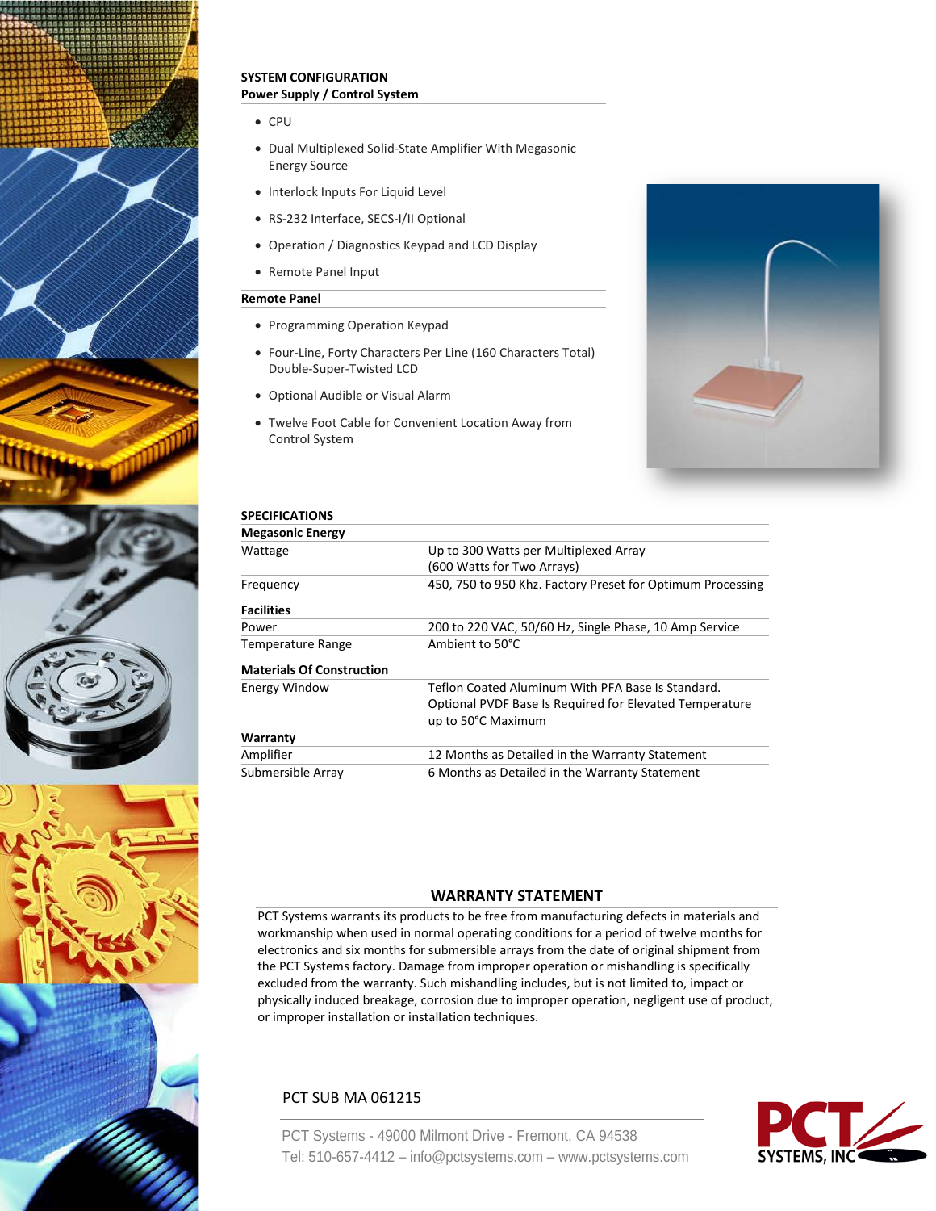## SYSTEM CONFIGURATION

### Power Supply / Control System

- CPU
- Dual Multiplexed Solid-State Amplifier With Megasonic Energy Source
- Interlock Inputs For Liquid Level
- RS-232 Interface, SECS-I/II Optional
- Operation / Diagnostics Keypad and LCD Display
- Remote Panel Input

### Remote Panel

- Programming Operation Keypad
- Four-Line, Forty Characters Per Line (160 Characters Total) Double-Super-Twisted LCD
- Optional Audible or Visual Alarm
- Twelve Foot Cable for Convenient Location Away from Control System

## SPECIFICATIONS

| | |
|---|---|
| **Megasonic Energy** | |
| Wattage | Up to 300 Watts per Multiplexed Array (600 Watts for Two Arrays) |
| Frequency | 450, 750 to 950 Khz. Factory Preset for Optimum Processing |
| **Facilities** | |
| Power | 200 to 220 VAC, 50/60 Hz, Single Phase, 10 Amp Service |
| Temperature Range | Ambient to 50°C |
| **Materials Of Construction** | |
| Energy Window | Teflon Coated Aluminum With PFA Base Is Standard. Optional PVDF Base Is Required for Elevated Temperature up to 50°C Maximum |
| **Warranty** | |
| Amplifier | 12 Months as Detailed in the Warranty Statement |
| Submersible Array | 6 Months as Detailed in the Warranty Statement |

## WARRANTY STATEMENT

PCT Systems warrants its products to be free from manufacturing defects in materials and workmanship when used in normal operating conditions for a period of twelve months for electronics and six months for submersible arrays from the date of original shipment from the PCT Systems factory. Damage from improper operation or mishandling is specifically excluded from the warranty. Such mishandling includes, but is not limited to, impact or physically induced breakage, corrosion due to improper operation, negligent use of product, or improper installation or installation techniques.

PCT SUB MA 061215

PCT Systems - 49000 Milmont Drive - Fremont, CA 94538
Tel: 510-657-4412 – info@pctsystems.com – www.pctsystems.com

PCT SYSTEMS, INC